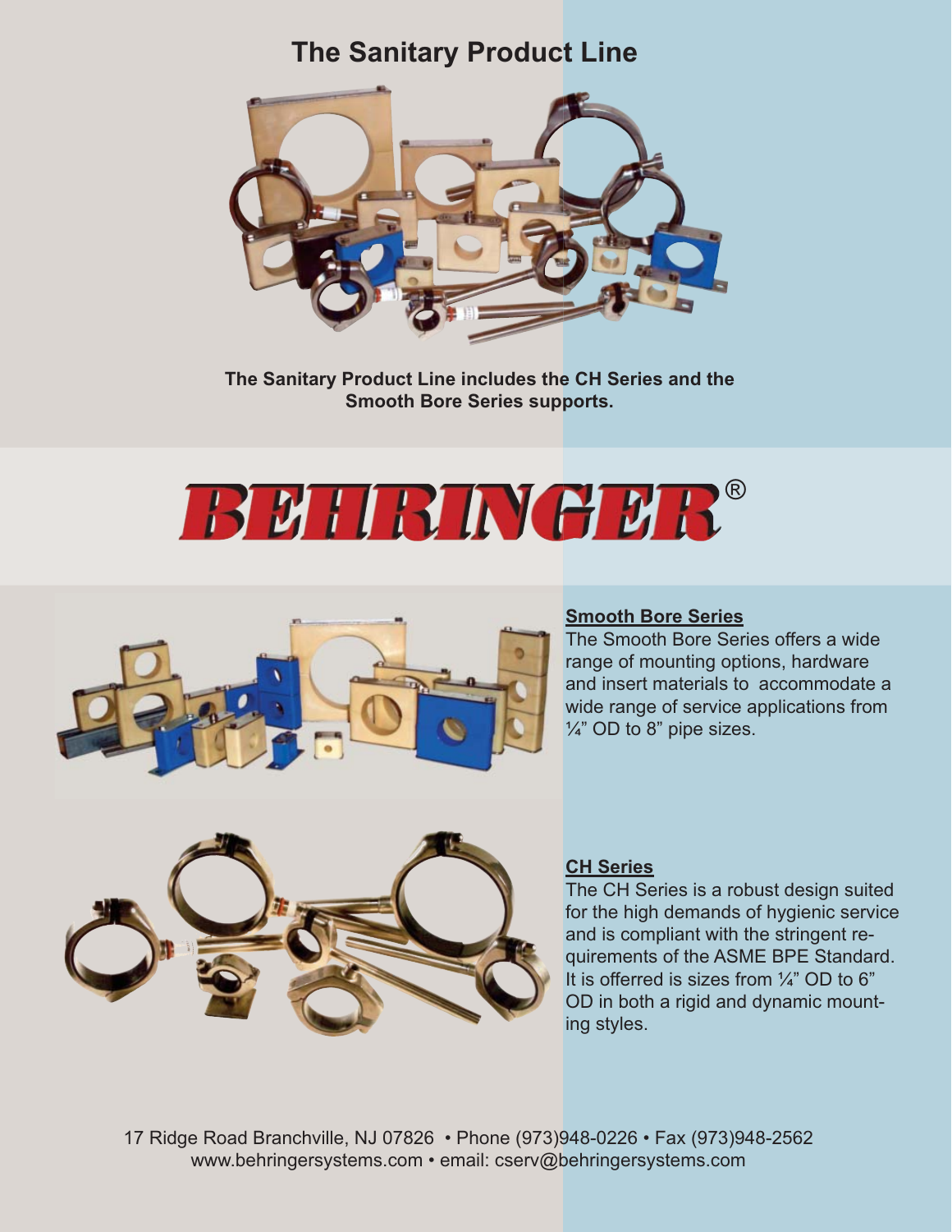# The Sanitary Product Line

**The Sanitary Product Line includes the CH Series and the Smooth Bore Series supports.**

# BEHRINGER®

## Smooth Bore Series

The Smooth Bore Series offers a wide range of mounting options, hardware and insert materials to accommodate a wide range of service applications from ¼" OD to 8" pipe sizes.

## CH Series

The CH Series is a robust design suited for the high demands of hygienic service and is compliant with the stringent requirements of the ASME BPE Standard. It is offerred is sizes from ¼" OD to 6" OD in both a rigid and dynamic mounting styles.

17 Ridge Road Branchville, NJ 07826 • Phone (973)948-0226 • Fax (973)948-2562
www.behringersystems.com • email: cserv@behringersystems.com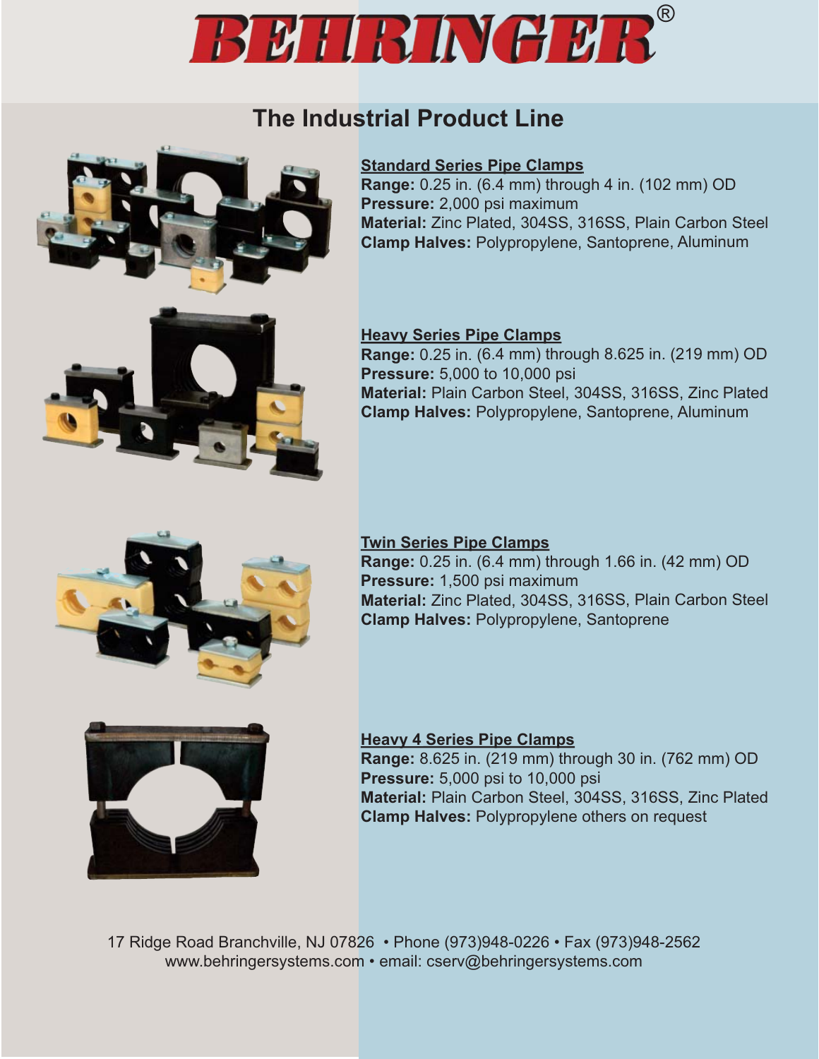# BEHRINGER®

## The Industrial Product Line

**Standard Series Pipe Clamps**
**Range:** 0.25 in. (6.4 mm) through 4 in. (102 mm) OD
**Pressure:** 2,000 psi maximum
**Material:** Zinc Plated, 304SS, 316SS, Plain Carbon Steel
**Clamp Halves:** Polypropylene, Santoprene, Aluminum

**Heavy Series Pipe Clamps**
**Range:** 0.25 in. (6.4 mm) through 8.625 in. (219 mm) OD
**Pressure:** 5,000 to 10,000 psi
**Material:** Plain Carbon Steel, 304SS, 316SS, Zinc Plated
**Clamp Halves:** Polypropylene, Santoprene, Aluminum

**Twin Series Pipe Clamps**
**Range:** 0.25 in. (6.4 mm) through 1.66 in. (42 mm) OD
**Pressure:** 1,500 psi maximum
**Material:** Zinc Plated, 304SS, 316SS, Plain Carbon Steel
**Clamp Halves:** Polypropylene, Santoprene

**Heavy 4 Series Pipe Clamps**
**Range:** 8.625 in. (219 mm) through 30 in. (762 mm) OD
**Pressure:** 5,000 psi to 10,000 psi
**Material:** Plain Carbon Steel, 304SS, 316SS, Zinc Plated
**Clamp Halves:** Polypropylene others on request

17 Ridge Road Branchville, NJ 07826 • Phone (973)948-0226 • Fax (973)948-2562
www.behringersystems.com • email: cserv@behringersystems.com